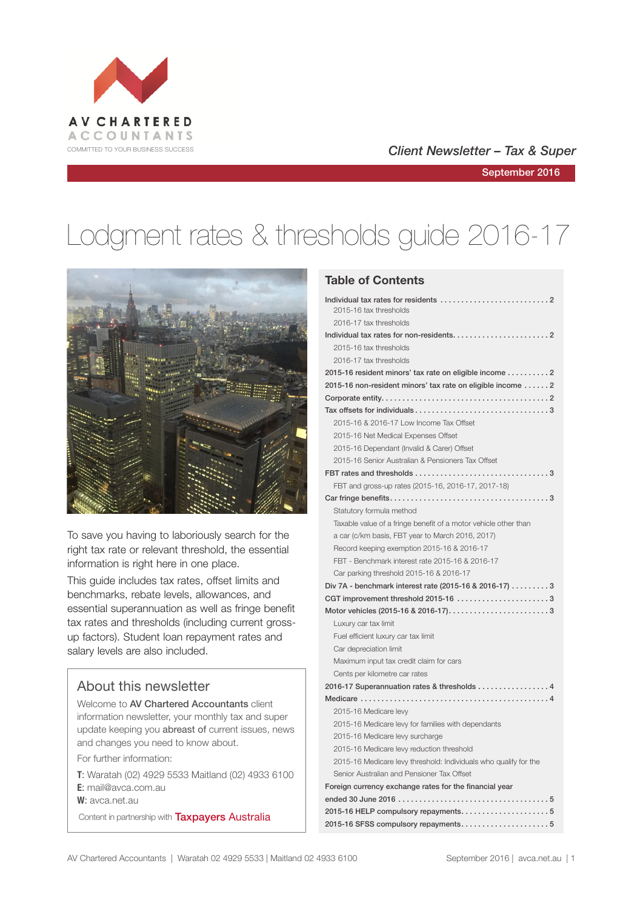AV CHARTERED ACCOUNTANTS

COMMITTED TO YOUR BUSINESS SUCCESS

*Client Newsletter – Tax & Super*

September 2016

# Lodgment rates & thresholds guide 2016-17

To save you having to laboriously search for the right tax rate or relevant threshold, the essential information is right here in one place.

This guide includes tax rates, offset limits and benchmarks, rebate levels, allowances, and essential superannuation as well as fringe benefit tax rates and thresholds (including current gross-up factors). Student loan repayment rates and salary levels are also included.

## About this newsletter

Welcome to **AV Chartered Accountants** client information newsletter, your monthly tax and super update keeping you **abreast of** current issues, news and changes you need to know about.

For further information:

**T**: Waratah (02) 4929 5533 Maitland (02) 4933 6100
**E**: mail@avca.com.au
**W**: avca.net.au

Content in partnership with **Taxpayers Australia**

## Table of Contents

- **Individual tax rates for residents** ... 2
  - 2015-16 tax thresholds
  - 2016-17 tax thresholds
- **Individual tax rates for non-residents** ... 2
  - 2015-16 tax thresholds
  - 2016-17 tax thresholds
- **2015-16 resident minors' tax rate on eligible income** ... 2
- **2015-16 non-resident minors' tax rate on eligible income** ... 2
- **Corporate entity** ... 2
- **Tax offsets for individuals** ... 3
  - 2015-16 & 2016-17 Low Income Tax Offset
  - 2015-16 Net Medical Expenses Offset
  - 2015-16 Dependant (Invalid & Carer) Offset
  - 2015-16 Senior Australian & Pensioners Tax Offset
- **FBT rates and thresholds** ... 3
  - FBT and gross-up rates (2015-16, 2016-17, 2017-18)
- **Car fringe benefits** ... 3
  - Statutory formula method
  - Taxable value of a fringe benefit of a motor vehicle other than a car (c/km basis, FBT year to March 2016, 2017)
  - Record keeping exemption 2015-16 & 2016-17
  - FBT - Benchmark interest rate 2015-16 & 2016-17
  - Car parking threshold 2015-16 & 2016-17
- **Div 7A - benchmark interest rate (2015-16 & 2016-17)** ... 3
- **CGT improvement threshold 2015-16** ... 3
- **Motor vehicles (2015-16 & 2016-17)** ... 3
  - Luxury car tax limit
  - Fuel efficient luxury car tax limit
  - Car depreciation limit
  - Maximum input tax credit claim for cars
  - Cents per kilometre car rates
- **2016-17 Superannuation rates & thresholds** ... 4
- **Medicare** ... 4
  - 2015-16 Medicare levy
  - 2015-16 Medicare levy for families with dependants
  - 2015-16 Medicare levy surcharge
  - 2015-16 Medicare levy reduction threshold
  - 2015-16 Medicare levy threshold: Individuals who qualify for the Senior Australian and Pensioner Tax Offset
- **Foreign currency exchange rates for the financial year ended 30 June 2016** ... 5
- **2015-16 HELP compulsory repayments** ... 5
- **2015-16 SFSS compulsory repayments** ... 5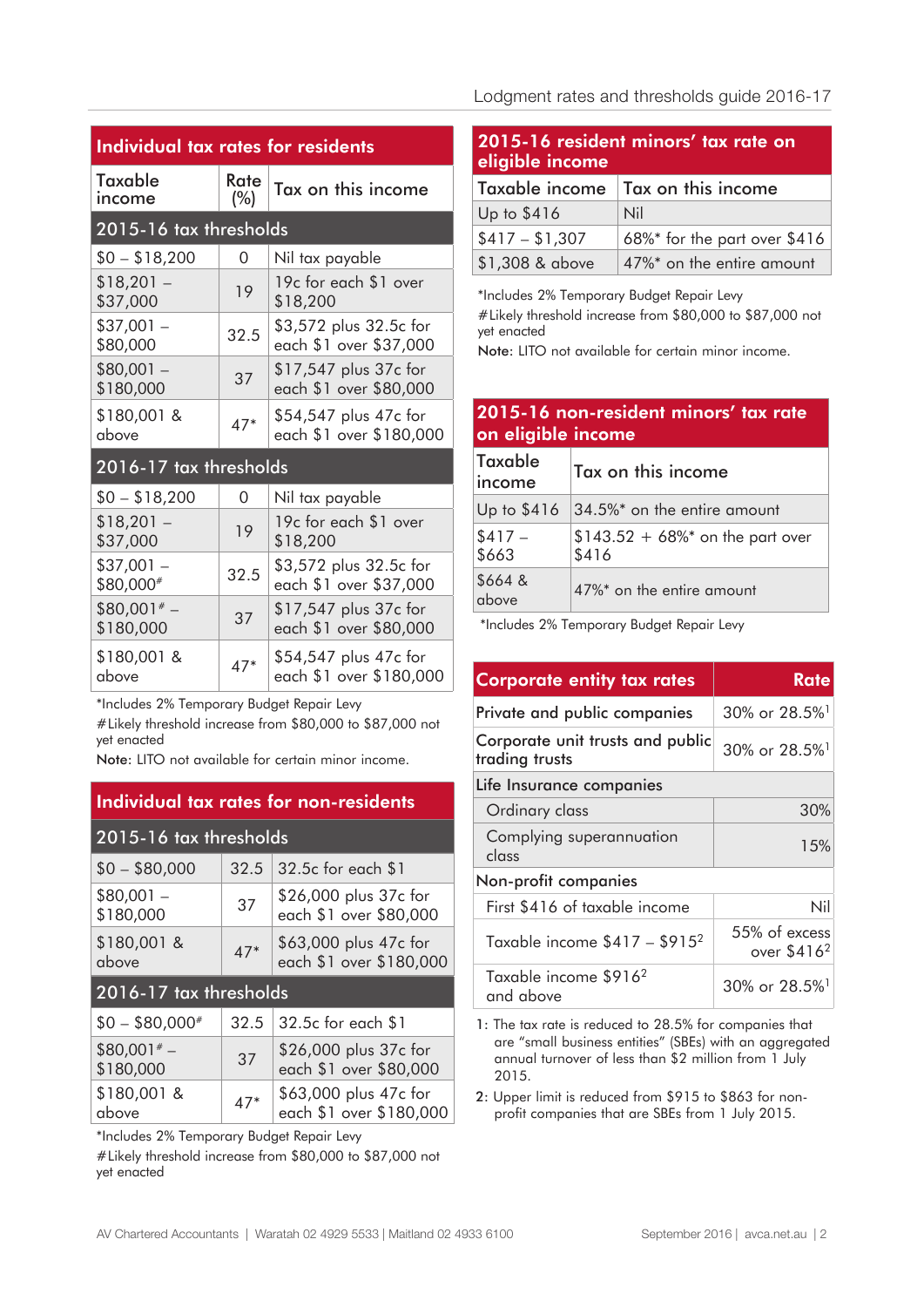## Individual tax rates for residents

| Taxable income | Rate (%) | Tax on this income |
|---|---|---|
| **2015-16 tax thresholds** | | |
| $0 – $18,200 | 0 | Nil tax payable |
| $18,201 – $37,000 | 19 | 19c for each $1 over $18,200 |
| $37,001 – $80,000 | 32.5 | $3,572 plus 32.5c for each $1 over $37,000 |
| $80,001 – $180,000 | 37 | $17,547 plus 37c for each $1 over $80,000 |
| $180,001 & above | 47* | $54,547 plus 47c for each $1 over $180,000 |
| **2016-17 tax thresholds** | | |
| $0 – $18,200 | 0 | Nil tax payable |
| $18,201 – $37,000 | 19 | 19c for each $1 over $18,200 |
| $37,001 – $80,000# | 32.5 | $3,572 plus 32.5c for each $1 over $37,000 |
| $80,001# – $180,000 | 37 | $17,547 plus 37c for each $1 over $80,000 |
| $180,001 & above | 47* | $54,547 plus 47c for each $1 over $180,000 |

*Includes 2% Temporary Budget Repair Levy

#Likely threshold increase from $80,000 to $87,000 not yet enacted

**Note:** LITO not available for certain minor income.

## Individual tax rates for non-residents

| Taxable income | Rate (%) | Tax on this income |
|---|---|---|
| **2015-16 tax thresholds** | | |
| $0 – $80,000 | 32.5 | 32.5c for each $1 |
| $80,001 – $180,000 | 37 | $26,000 plus 37c for each $1 over $80,000 |
| $180,001 & above | 47* | $63,000 plus 47c for each $1 over $180,000 |
| **2016-17 tax thresholds** | | |
| $0 – $80,000# | 32.5 | 32.5c for each $1 |
| $80,001# – $180,000 | 37 | $26,000 plus 37c for each $1 over $80,000 |
| $180,001 & above | 47* | $63,000 plus 47c for each $1 over $180,000 |

*Includes 2% Temporary Budget Repair Levy

#Likely threshold increase from $80,000 to $87,000 not yet enacted

## 2015-16 resident minors' tax rate on eligible income

| Taxable income | Tax on this income |
|---|---|
| Up to $416 | Nil |
| $417 – $1,307 | 68%* for the part over $416 |
| $1,308 & above | 47%* on the entire amount |

*Includes 2% Temporary Budget Repair Levy

#Likely threshold increase from $80,000 to $87,000 not yet enacted

**Note:** LITO not available for certain minor income.

## 2015-16 non-resident minors' tax rate on eligible income

| Taxable income | Tax on this income |
|---|---|
| Up to $416 | 34.5%* on the entire amount |
| $417 – $663 | $143.52 + 68%* on the part over $416 |
| $664 & above | 47%* on the entire amount |

*Includes 2% Temporary Budget Repair Levy

## Corporate entity tax rates

| Corporate entity tax rates | Rate |
|---|---|
| **Private and public companies** | 30% or 28.5%[1] |
| **Corporate unit trusts and public trading trusts** | 30% or 28.5%[1] |
| **Life Insurance companies** | |
| Ordinary class | 30% |
| Complying superannuation class | 15% |
| **Non-profit companies** | |
| First $416 of taxable income | Nil |
| Taxable income $417 – $915[2] | 55% of excess over $416[2] |
| Taxable income $916[2] and above | 30% or 28.5%[1] |

1: The tax rate is reduced to 28.5% for companies that are "small business entities" (SBEs) with an aggregated annual turnover of less than $2 million from 1 July 2015.

2: Upper limit is reduced from $915 to $863 for non-profit companies that are SBEs from 1 July 2015.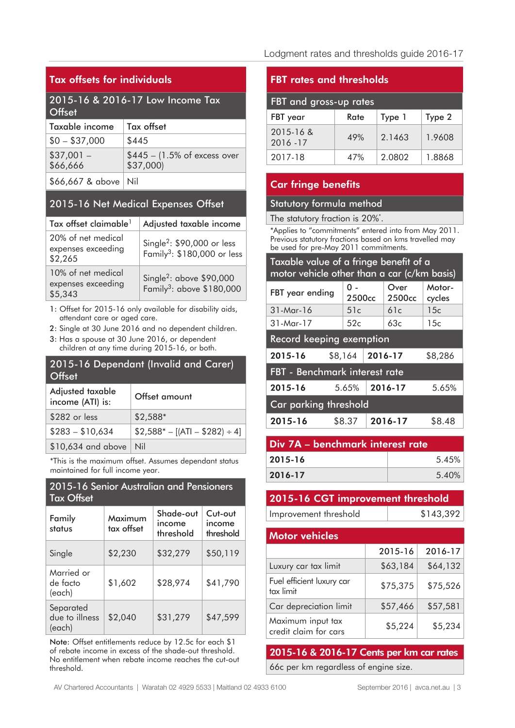## Tax offsets for individuals

### 2015-16 & 2016-17 Low Income Tax Offset

| Taxable income | Tax offset |
|---|---|
| $0 – $37,000 | $445 |
| $37,001 – $66,666 | $445 – (1.5% of excess over $37,000) |
| $66,667 & above | Nil |

### 2015-16 Net Medical Expenses Offset

| Tax offset claimable[1] | Adjusted taxable income |
|---|---|
| 20% of net medical expenses exceeding $2,265 | Single[2]: $90,000 or less Family[3]: $180,000 or less |
| 10% of net medical expenses exceeding $5,343 | Single[2]: above $90,000 Family[3]: above $180,000 |

1: Offset for 2015-16 only available for disability aids, attendant care or aged care.
2: Single at 30 June 2016 and no dependent children.
3: Has a spouse at 30 June 2016, or dependent children at any time during 2015-16, or both.

### 2015-16 Dependant (Invalid and Carer) Offset

| Adjusted taxable income (ATI) is: | Offset amount |
|---|---|
| $282 or less | $2,588* |
| $283 – $10,634 | $2,588* – [(ATI – $282) ÷ 4] |
| $10,634 and above | Nil |

*This is the maximum offset. Assumes dependant status maintained for full income year.

### 2015-16 Senior Australian and Pensioners Tax Offset

| Family status | Maximum tax offset | Shade-out income threshold | Cut-out income threshold |
|---|---|---|---|
| Single | $2,230 | $32,279 | $50,119 |
| Married or de facto (each) | $1,602 | $28,974 | $41,790 |
| Separated due to illness (each) | $2,040 | $31,279 | $47,599 |

**Note:** Offset entitlements reduce by 12.5c for each $1 of rebate income in excess of the shade-out threshold. No entitlement when rebate income reaches the cut-out threshold.

## FBT rates and thresholds

### FBT and gross-up rates

| FBT year | Rate | Type 1 | Type 2 |
|---|---|---|---|
| 2015-16 & 2016 -17 | 49% | 2.1463 | 1.9608 |
| 2017-18 | 47% | 2.0802 | 1.8868 |

## Car fringe benefits

### Statutory formula method

The statutory fraction is 20%*.

*Applies to "commitments" entered into from May 2011. Previous statutory fractions based on kms travelled may be used for pre-May 2011 commitments.

### Taxable value of a fringe benefit of a motor vehicle other than a car (c/km basis)

| FBT year ending | 0 - 2500cc | Over 2500cc | Motor-cycles |
|---|---|---|---|
| 31-Mar-16 | 51c | 61c | 15c |
| 31-Mar-17 | 52c | 63c | 15c |

### Record keeping exemption

| 2015-16 | $8,164 | 2016-17 | $8,286 |
|---|---|---|---|

### FBT - Benchmark interest rate

| 2015-16 | 5.65% | 2016-17 | 5.65% |
|---|---|---|---|

### Car parking threshold

| 2015-16 | $8.37 | 2016-17 | $8.48 |
|---|---|---|---|

## Div 7A – benchmark interest rate

| | |
|---|---|
| 2015-16 | 5.45% |
| 2016-17 | 5.40% |

## 2015-16 CGT improvement threshold

| | |
|---|---|
| Improvement threshold | $143,392 |

## Motor vehicles

| | 2015-16 | 2016-17 |
|---|---|---|
| Luxury car tax limit | $63,184 | $64,132 |
| Fuel efficient luxury car tax limit | $75,375 | $75,526 |
| Car depreciation limit | $57,466 | $57,581 |
| Maximum input tax credit claim for cars | $5,224 | $5,234 |

## 2015-16 & 2016-17 Cents per km car rates

66c per km regardless of engine size.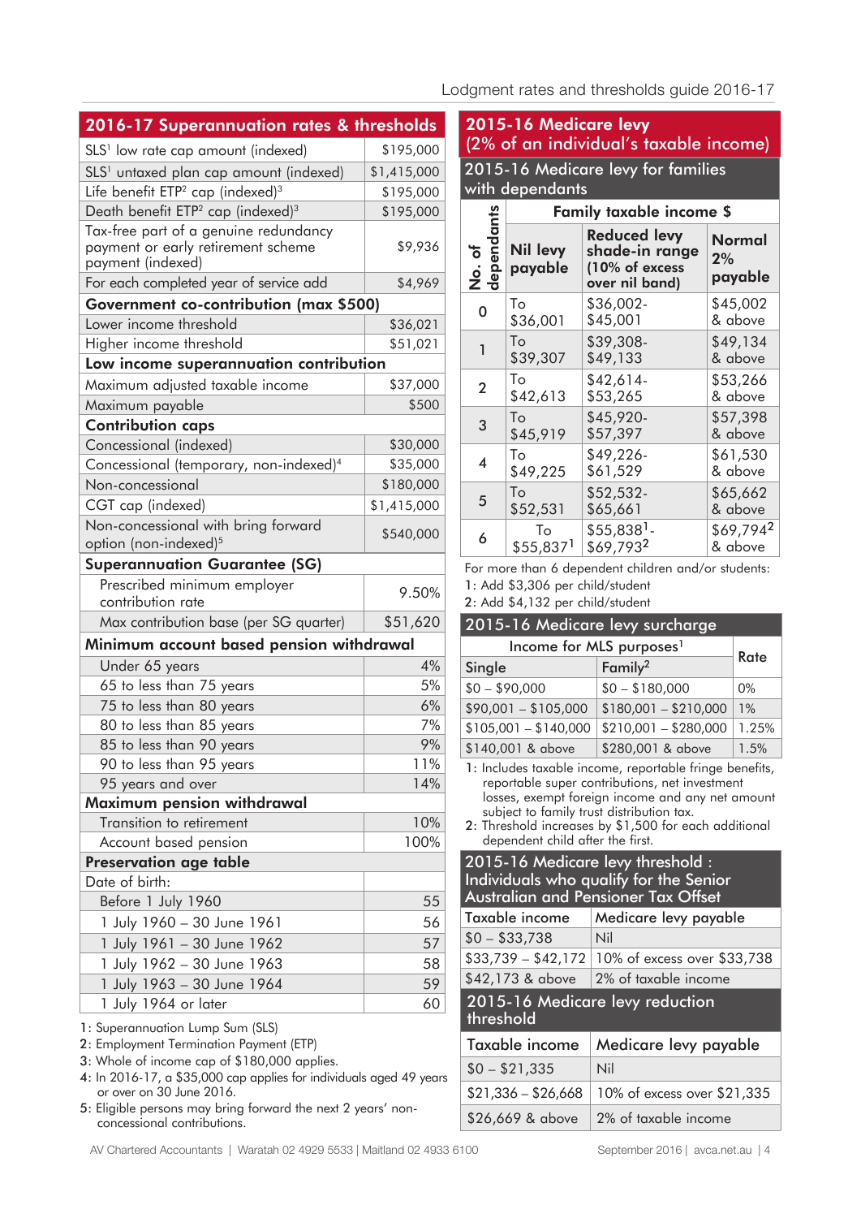## 2016-17 Superannuation rates & thresholds

| Item | Amount |
|---|---|
| SLS[1] low rate cap amount (indexed) | $195,000 |
| SLS[1] untaxed plan cap amount (indexed) | $1,415,000 |
| Life benefit ETP[2] cap (indexed)[3] | $195,000 |
| Death benefit ETP[2] cap (indexed)[3] | $195,000 |
| Tax-free part of a genuine redundancy payment or early retirement scheme payment (indexed) | $9,936 |
| For each completed year of service add | $4,969 |
| **Government co-contribution (max $500)** | |
| Lower income threshold | $36,021 |
| Higher income threshold | $51,021 |
| **Low income superannuation contribution** | |
| Maximum adjusted taxable income | $37,000 |
| Maximum payable | $500 |
| **Contribution caps** | |
| Concessional (indexed) | $30,000 |
| Concessional (temporary, non-indexed)[4] | $35,000 |
| Non-concessional | $180,000 |
| CGT cap (indexed) | $1,415,000 |
| Non-concessional with bring forward option (non-indexed)[5] | $540,000 |
| **Superannuation Guarantee (SG)** | |
| Prescribed minimum employer contribution rate | 9.50% |
| Max contribution base (per SG quarter) | $51,620 |
| **Minimum account based pension withdrawal** | |
| Under 65 years | 4% |
| 65 to less than 75 years | 5% |
| 75 to less than 80 years | 6% |
| 80 to less than 85 years | 7% |
| 85 to less than 90 years | 9% |
| 90 to less than 95 years | 11% |
| 95 years and over | 14% |
| **Maximum pension withdrawal** | |
| Transition to retirement | 10% |
| Account based pension | 100% |
| **Preservation age table** | |
| Date of birth: | |
| Before 1 July 1960 | 55 |
| 1 July 1960 – 30 June 1961 | 56 |
| 1 July 1961 – 30 June 1962 | 57 |
| 1 July 1962 – 30 June 1963 | 58 |
| 1 July 1963 – 30 June 1964 | 59 |
| 1 July 1964 or later | 60 |

1: Superannuation Lump Sum (SLS)
2: Employment Termination Payment (ETP)
3: Whole of income cap of $180,000 applies.
4: In 2016-17, a $35,000 cap applies for individuals aged 49 years or over on 30 June 2016.
5: Eligible persons may bring forward the next 2 years' non-concessional contributions.

## 2015-16 Medicare levy (2% of an individual's taxable income)

### 2015-16 Medicare levy for families with dependants

| No. of dependants | Family taxable income $ | | |
|---|---|---|---|
| | **Nil levy payable** | **Reduced levy shade-in range (10% of excess over nil band)** | **Normal 2% payable** |
| 0 | To $36,001 | $36,002-$45,001 | $45,002 & above |
| 1 | To $39,307 | $39,308-$49,133 | $49,134 & above |
| 2 | To $42,613 | $42,614-$53,265 | $53,266 & above |
| 3 | To $45,919 | $45,920-$57,397 | $57,398 & above |
| 4 | To $49,225 | $49,226-$61,529 | $61,530 & above |
| 5 | To $52,531 | $52,532-$65,661 | $65,662 & above |
| 6 | To $55,837[1] | $55,838[1]-$69,793[2] | $69,794[2] & above |

For more than 6 dependent children and/or students:
1: Add $3,306 per child/student
2: Add $4,132 per child/student

### 2015-16 Medicare levy surcharge

| Income for MLS purposes[1] | | Rate |
|---|---|---|
| **Single** | **Family[2]** | |
| $0 – $90,000 | $0 – $180,000 | 0% |
| $90,001 – $105,000 | $180,001 – $210,000 | 1% |
| $105,001 – $140,000 | $210,001 – $280,000 | 1.25% |
| $140,001 & above | $280,001 & above | 1.5% |

1: Includes taxable income, reportable fringe benefits, reportable super contributions, net investment losses, exempt foreign income and any net amount subject to family trust distribution tax.
2: Threshold increases by $1,500 for each additional dependent child after the first.

### 2015-16 Medicare levy threshold : Individuals who qualify for the Senior Australian and Pensioner Tax Offset

| Taxable income | Medicare levy payable |
|---|---|
| $0 – $33,738 | Nil |
| $33,739 – $42,172 | 10% of excess over $33,738 |
| $42,173 & above | 2% of taxable income |

### 2015-16 Medicare levy reduction threshold

| Taxable income | Medicare levy payable |
|---|---|
| $0 – $21,335 | Nil |
| $21,336 – $26,668 | 10% of excess over $21,335 |
| $26,669 & above | 2% of taxable income |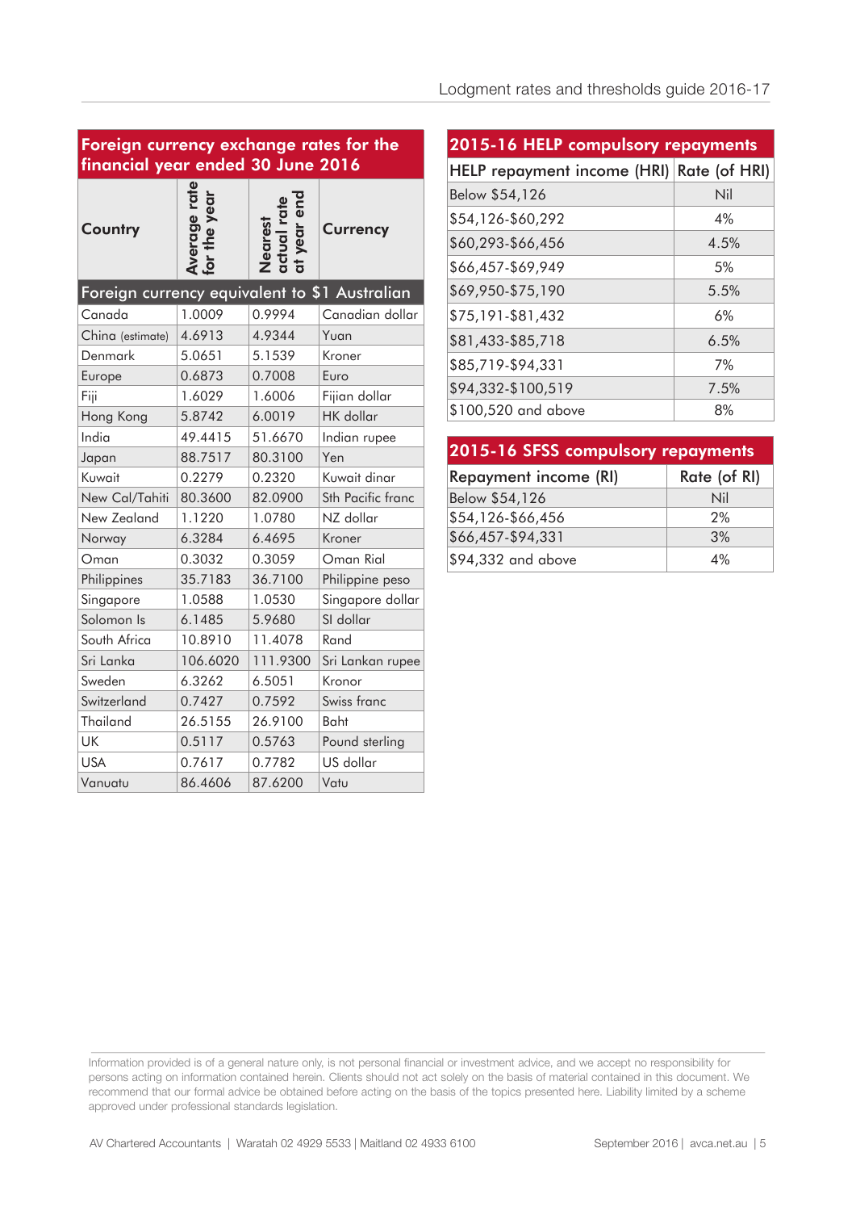## Foreign currency exchange rates for the financial year ended 30 June 2016

| Country | Average rate for the year | Nearest actual rate at year end | Currency |
|---|---|---|---|
| **Foreign currency equivalent to $1 Australian** | | | |
| Canada | 1.0009 | 0.9994 | Canadian dollar |
| China (estimate) | 4.6913 | 4.9344 | Yuan |
| Denmark | 5.0651 | 5.1539 | Kroner |
| Europe | 0.6873 | 0.7008 | Euro |
| Fiji | 1.6029 | 1.6006 | Fijian dollar |
| Hong Kong | 5.8742 | 6.0019 | HK dollar |
| India | 49.4415 | 51.6670 | Indian rupee |
| Japan | 88.7517 | 80.3100 | Yen |
| Kuwait | 0.2279 | 0.2320 | Kuwait dinar |
| New Cal/Tahiti | 80.3600 | 82.0900 | Sth Pacific franc |
| New Zealand | 1.1220 | 1.0780 | NZ dollar |
| Norway | 6.3284 | 6.4695 | Kroner |
| Oman | 0.3032 | 0.3059 | Oman Rial |
| Philippines | 35.7183 | 36.7100 | Philippine peso |
| Singapore | 1.0588 | 1.0530 | Singapore dollar |
| Solomon Is | 6.1485 | 5.9680 | SI dollar |
| South Africa | 10.8910 | 11.4078 | Rand |
| Sri Lanka | 106.6020 | 111.9300 | Sri Lankan rupee |
| Sweden | 6.3262 | 6.5051 | Kronor |
| Switzerland | 0.7427 | 0.7592 | Swiss franc |
| Thailand | 26.5155 | 26.9100 | Baht |
| UK | 0.5117 | 0.5763 | Pound sterling |
| USA | 0.7617 | 0.7782 | US dollar |
| Vanuatu | 86.4606 | 87.6200 | Vatu |

## 2015-16 HELP compulsory repayments

| HELP repayment income (HRI) | Rate (of HRI) |
|---|---|
| Below $54,126 | Nil |
| $54,126-$60,292 | 4% |
| $60,293-$66,456 | 4.5% |
| $66,457-$69,949 | 5% |
| $69,950-$75,190 | 5.5% |
| $75,191-$81,432 | 6% |
| $81,433-$85,718 | 6.5% |
| $85,719-$94,331 | 7% |
| $94,332-$100,519 | 7.5% |
| $100,520 and above | 8% |

## 2015-16 SFSS compulsory repayments

| Repayment income (RI) | Rate (of RI) |
|---|---|
| Below $54,126 | Nil |
| $54,126-$66,456 | 2% |
| $66,457-$94,331 | 3% |
| $94,332 and above | 4% |

Information provided is of a general nature only, is not personal financial or investment advice, and we accept no responsibility for persons acting on information contained herein. Clients should not act solely on the basis of material contained in this document. We recommend that our formal advice be obtained before acting on the basis of the topics presented here. Liability limited by a scheme approved under professional standards legislation.